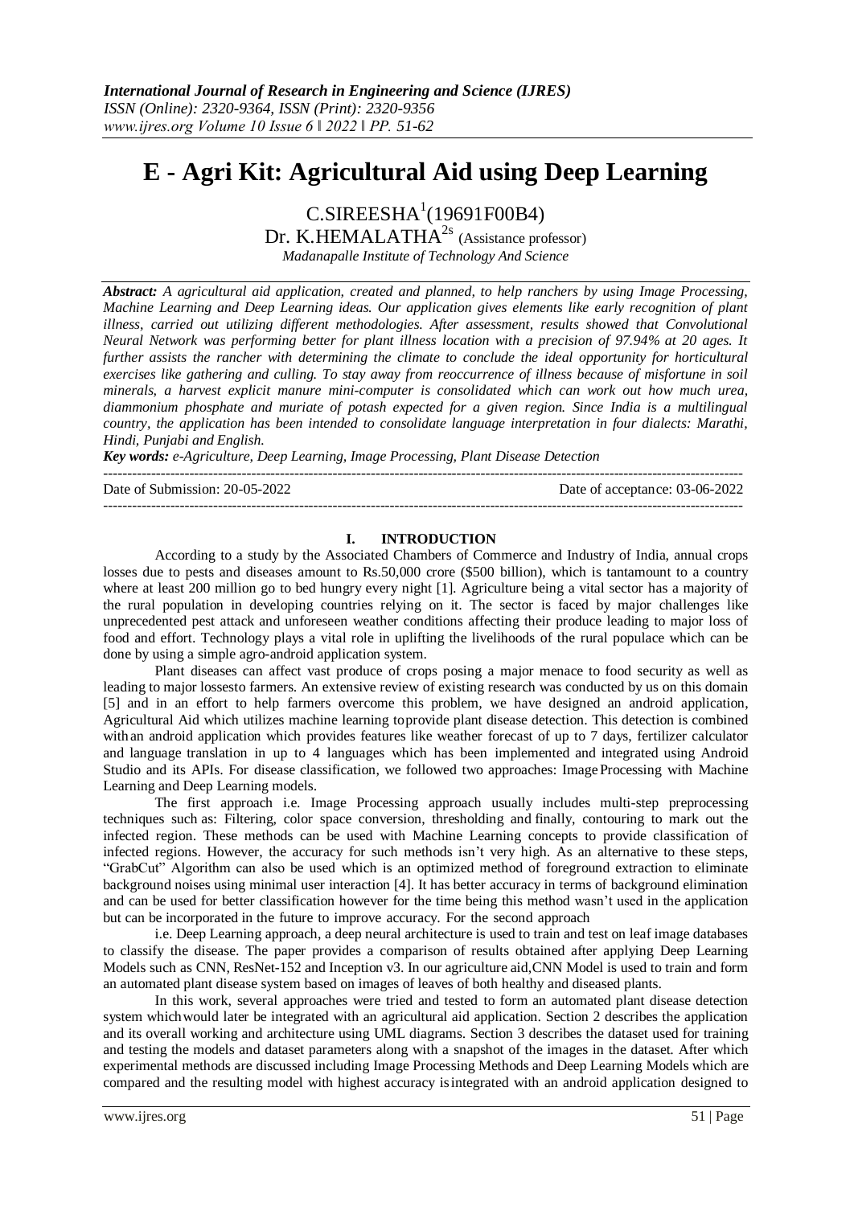# E - Agri Kit: Agricultural Aid using Deep Learning

C.SIREESHA[1](19691F00B4)

Dr. K.HEMALATHA[2s] (Assistance professor)

*Madanapalle Institute of Technology And Science*

***Abstract:*** *A agricultural aid application, created and planned, to help ranchers by using Image Processing, Machine Learning and Deep Learning ideas. Our application gives elements like early recognition of plant illness, carried out utilizing different methodologies. After assessment, results showed that Convolutional Neural Network was performing better for plant illness location with a precision of 97.94% at 20 ages. It further assists the rancher with determining the climate to conclude the ideal opportunity for horticultural exercises like gathering and culling. To stay away from reoccurrence of illness because of misfortune in soil minerals, a harvest explicit manure mini-computer is consolidated which can work out how much urea, diammonium phosphate and muriate of potash expected for a given region. Since India is a multilingual country, the application has been intended to consolidate language interpretation in four dialects: Marathi, Hindi, Punjabi and English.*

***Key words:*** *e-Agriculture, Deep Learning, Image Processing, Plant Disease Detection*

Date of Submission: 20-05-2022 — Date of acceptance: 03-06-2022

## I. INTRODUCTION

According to a study by the Associated Chambers of Commerce and Industry of India, annual crops losses due to pests and diseases amount to Rs.50,000 crore ($500 billion), which is tantamount to a country where at least 200 million go to bed hungry every night [1]. Agriculture being a vital sector has a majority of the rural population in developing countries relying on it. The sector is faced by major challenges like unprecedented pest attack and unforeseen weather conditions affecting their produce leading to major loss of food and effort. Technology plays a vital role in uplifting the livelihoods of the rural populace which can be done by using a simple agro-android application system.

Plant diseases can affect vast produce of crops posing a major menace to food security as well as leading to major lossesto farmers. An extensive review of existing research was conducted by us on this domain [5] and in an effort to help farmers overcome this problem, we have designed an android application, Agricultural Aid which utilizes machine learning toprovide plant disease detection. This detection is combined withan android application which provides features like weather forecast of up to 7 days, fertilizer calculator and language translation in up to 4 languages which has been implemented and integrated using Android Studio and its APIs. For disease classification, we followed two approaches: Image Processing with Machine Learning and Deep Learning models.

The first approach i.e. Image Processing approach usually includes multi-step preprocessing techniques such as: Filtering, color space conversion, thresholding and finally, contouring to mark out the infected region. These methods can be used with Machine Learning concepts to provide classification of infected regions. However, the accuracy for such methods isn't very high. As an alternative to these steps, "GrabCut" Algorithm can also be used which is an optimized method of foreground extraction to eliminate background noises using minimal user interaction [4]. It has better accuracy in terms of background elimination and can be used for better classification however for the time being this method wasn't used in the application but can be incorporated in the future to improve accuracy. For the second approach

i.e. Deep Learning approach, a deep neural architecture is used to train and test on leaf image databases to classify the disease. The paper provides a comparison of results obtained after applying Deep Learning Models such as CNN, ResNet-152 and Inception v3. In our agriculture aid,CNN Model is used to train and form an automated plant disease system based on images of leaves of both healthy and diseased plants.

In this work, several approaches were tried and tested to form an automated plant disease detection system whichwould later be integrated with an agricultural aid application. Section 2 describes the application and its overall working and architecture using UML diagrams. Section 3 describes the dataset used for training and testing the models and dataset parameters along with a snapshot of the images in the dataset. After which experimental methods are discussed including Image Processing Methods and Deep Learning Models which are compared and the resulting model with highest accuracy isintegrated with an android application designed to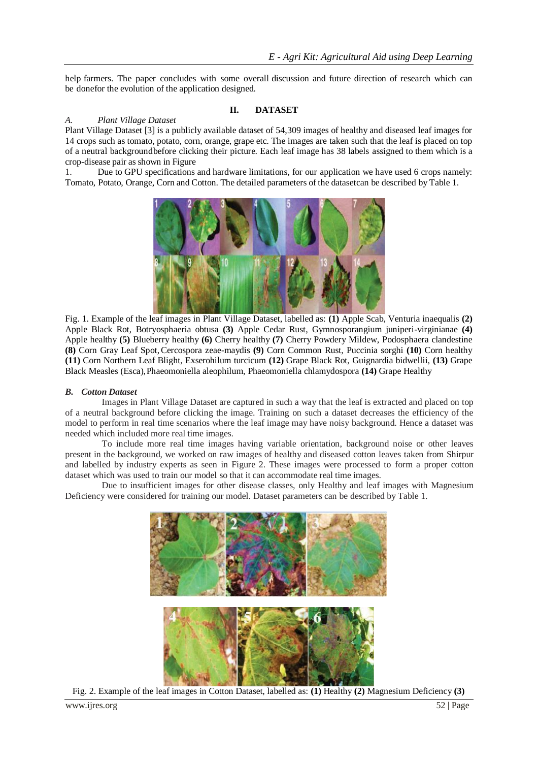help farmers. The paper concludes with some overall discussion and future direction of research which can be donefor the evolution of the application designed.

## II. DATASET

### *A. Plant Village Dataset*

Plant Village Dataset [3] is a publicly available dataset of 54,309 images of healthy and diseased leaf images for 14 crops such as tomato, potato, corn, orange, grape etc. The images are taken such that the leaf is placed on top of a neutral backgroundbefore clicking their picture. Each leaf image has 38 labels assigned to them which is a crop-disease pair as shown in Figure

1. Due to GPU specifications and hardware limitations, for our application we have used 6 crops namely: Tomato, Potato, Orange, Corn and Cotton. The detailed parameters of the datasetcan be described by Table 1.

Fig. 1. Example of the leaf images in Plant Village Dataset, labelled as: **(1)** Apple Scab, Venturia inaequalis **(2)** Apple Black Rot, Botryosphaeria obtusa **(3)** Apple Cedar Rust, Gymnosporangium juniperi-virginianae **(4)** Apple healthy **(5)** Blueberry healthy **(6)** Cherry healthy **(7)** Cherry Powdery Mildew, Podosphaera clandestine **(8)** Corn Gray Leaf Spot, Cercospora zeae-maydis **(9)** Corn Common Rust, Puccinia sorghi **(10)** Corn healthy **(11)** Corn Northern Leaf Blight, Exserohilum turcicum **(12)** Grape Black Rot, Guignardia bidwellii, **(13)** Grape Black Measles (Esca), Phaeomoniella aleophilum, Phaeomoniella chlamydospora **(14)** Grape Healthy

### ***B. Cotton Dataset***

Images in Plant Village Dataset are captured in such a way that the leaf is extracted and placed on top of a neutral background before clicking the image. Training on such a dataset decreases the efficiency of the model to perform in real time scenarios where the leaf image may have noisy background. Hence a dataset was needed which included more real time images.

To include more real time images having variable orientation, background noise or other leaves present in the background, we worked on raw images of healthy and diseased cotton leaves taken from Shirpur and labelled by industry experts as seen in Figure 2. These images were processed to form a proper cotton dataset which was used to train our model so that it can accommodate real time images.

Due to insufficient images for other disease classes, only Healthy and leaf images with Magnesium Deficiency were considered for training our model. Dataset parameters can be described by Table 1.

Fig. 2. Example of the leaf images in Cotton Dataset, labelled as: **(1)** Healthy **(2)** Magnesium Deficiency **(3)**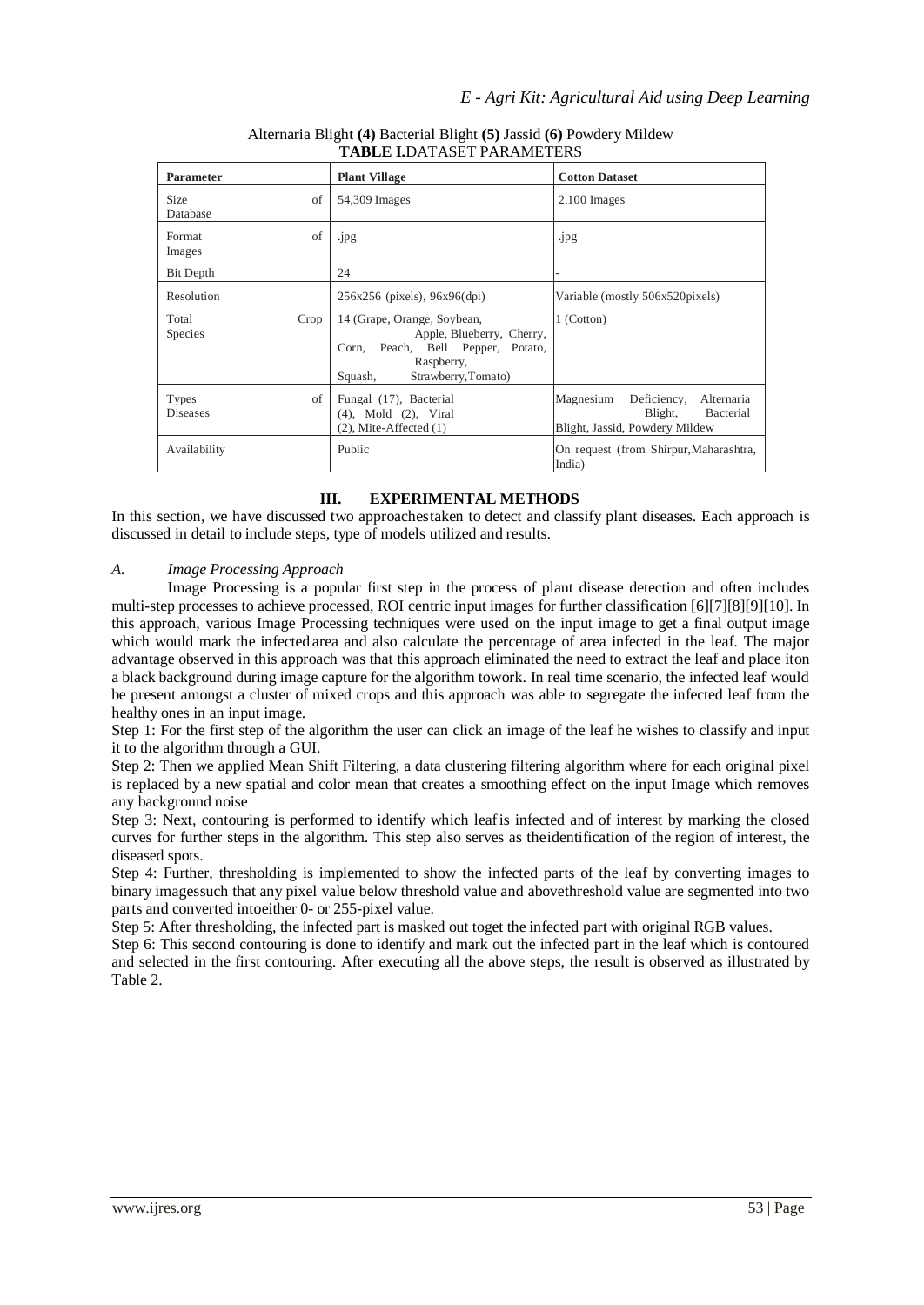Alternaria Blight **(4)** Bacterial Blight **(5)** Jassid **(6)** Powdery Mildew

**TABLE I.** DATASET PARAMETERS

| **Parameter** | **Plant Village** | **Cotton Dataset** |
|---|---|---|
| Size of Database | 54,309 Images | 2,100 Images |
| Format of Images | .jpg | .jpg |
| Bit Depth | 24 | - |
| Resolution | 256x256 (pixels), 96x96(dpi) | Variable (mostly 506x520pixels) |
| Total Crop Species | 14 (Grape, Orange, Soybean, Apple, Blueberry, Cherry, Corn, Peach, Bell Pepper, Potato, Raspberry, Squash, Strawberry,Tomato) | 1 (Cotton) |
| Types of Diseases | Fungal (17), Bacterial (4), Mold (2), Viral (2), Mite-Affected (1) | Magnesium Deficiency, Alternaria Blight, Bacterial Blight, Jassid, Powdery Mildew |
| Availability | Public | On request (from Shirpur,Maharashtra, India) |

## III. EXPERIMENTAL METHODS

In this section, we have discussed two approachestaken to detect and classify plant diseases. Each approach is discussed in detail to include steps, type of models utilized and results.

### *A. Image Processing Approach*

Image Processing is a popular first step in the process of plant disease detection and often includes multi-step processes to achieve processed, ROI centric input images for further classification [6][7][8][9][10]. In this approach, various Image Processing techniques were used on the input image to get a final output image which would mark the infected area and also calculate the percentage of area infected in the leaf. The major advantage observed in this approach was that this approach eliminated the need to extract the leaf and place iton a black background during image capture for the algorithm towork. In real time scenario, the infected leaf would be present amongst a cluster of mixed crops and this approach was able to segregate the infected leaf from the healthy ones in an input image.

Step 1: For the first step of the algorithm the user can click an image of the leaf he wishes to classify and input it to the algorithm through a GUI.

Step 2: Then we applied Mean Shift Filtering, a data clustering filtering algorithm where for each original pixel is replaced by a new spatial and color mean that creates a smoothing effect on the input Image which removes any background noise

Step 3: Next, contouring is performed to identify which leaf is infected and of interest by marking the closed curves for further steps in the algorithm. This step also serves as theidentification of the region of interest, the diseased spots.

Step 4: Further, thresholding is implemented to show the infected parts of the leaf by converting images to binary imagessuch that any pixel value below threshold value and abovethreshold value are segmented into two parts and converted intoeither 0- or 255-pixel value.

Step 5: After thresholding, the infected part is masked out toget the infected part with original RGB values.

Step 6: This second contouring is done to identify and mark out the infected part in the leaf which is contoured and selected in the first contouring. After executing all the above steps, the result is observed as illustrated by Table 2.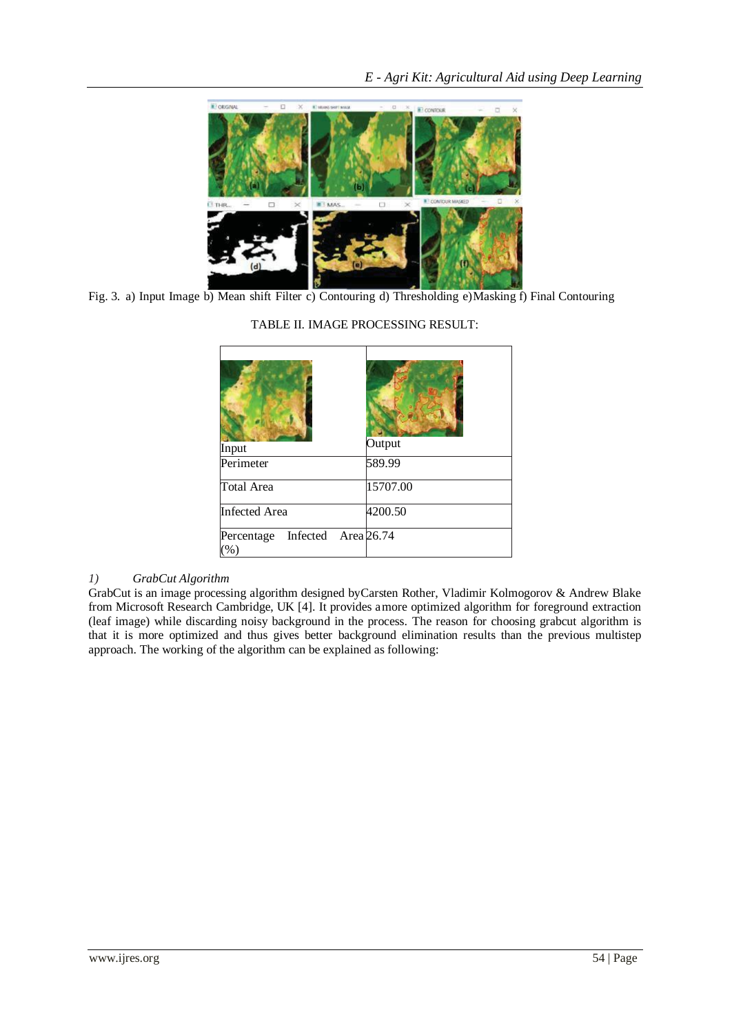Fig. 3. a) Input Image b) Mean shift Filter c) Contouring d) Thresholding e) Masking f) Final Contouring

TABLE II. IMAGE PROCESSING RESULT:

| Input | Output |
|---|---|
| Perimeter | 589.99 |
| Total Area | 15707.00 |
| Infected Area | 4200.50 |
| Percentage Infected Area (%) | 26.74 |

*1) GrabCut Algorithm*

GrabCut is an image processing algorithm designed byCarsten Rother, Vladimir Kolmogorov & Andrew Blake from Microsoft Research Cambridge, UK [4]. It provides a more optimized algorithm for foreground extraction (leaf image) while discarding noisy background in the process. The reason for choosing grabcut algorithm is that it is more optimized and thus gives better background elimination results than the previous multistep approach. The working of the algorithm can be explained as following: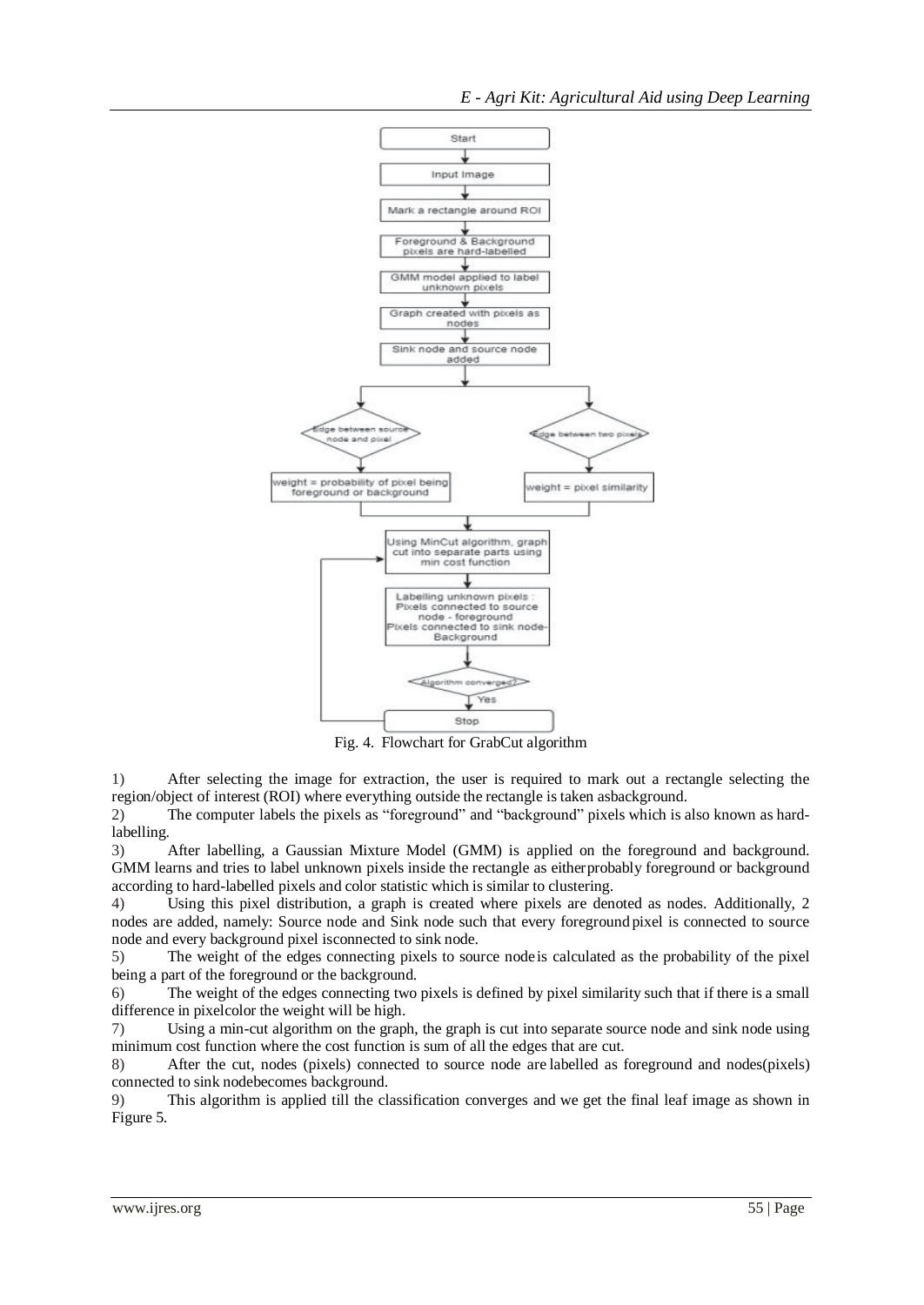Fig. 4. Flowchart for GrabCut algorithm

1) After selecting the image for extraction, the user is required to mark out a rectangle selecting the region/object of interest (ROI) where everything outside the rectangle is taken asbackground.
2) The computer labels the pixels as "foreground" and "background" pixels which is also known as hard-labelling.
3) After labelling, a Gaussian Mixture Model (GMM) is applied on the foreground and background. GMM learns and tries to label unknown pixels inside the rectangle as eitherprobably foreground or background according to hard-labelled pixels and color statistic which is similar to clustering.
4) Using this pixel distribution, a graph is created where pixels are denoted as nodes. Additionally, 2 nodes are added, namely: Source node and Sink node such that every foreground pixel is connected to source node and every background pixel isconnected to sink node.
5) The weight of the edges connecting pixels to source node is calculated as the probability of the pixel being a part of the foreground or the background.
6) The weight of the edges connecting two pixels is defined by pixel similarity such that if there is a small difference in pixelcolor the weight will be high.
7) Using a min-cut algorithm on the graph, the graph is cut into separate source node and sink node using minimum cost function where the cost function is sum of all the edges that are cut.
8) After the cut, nodes (pixels) connected to source node are labelled as foreground and nodes(pixels) connected to sink nodebecomes background.
9) This algorithm is applied till the classification converges and we get the final leaf image as shown in Figure 5.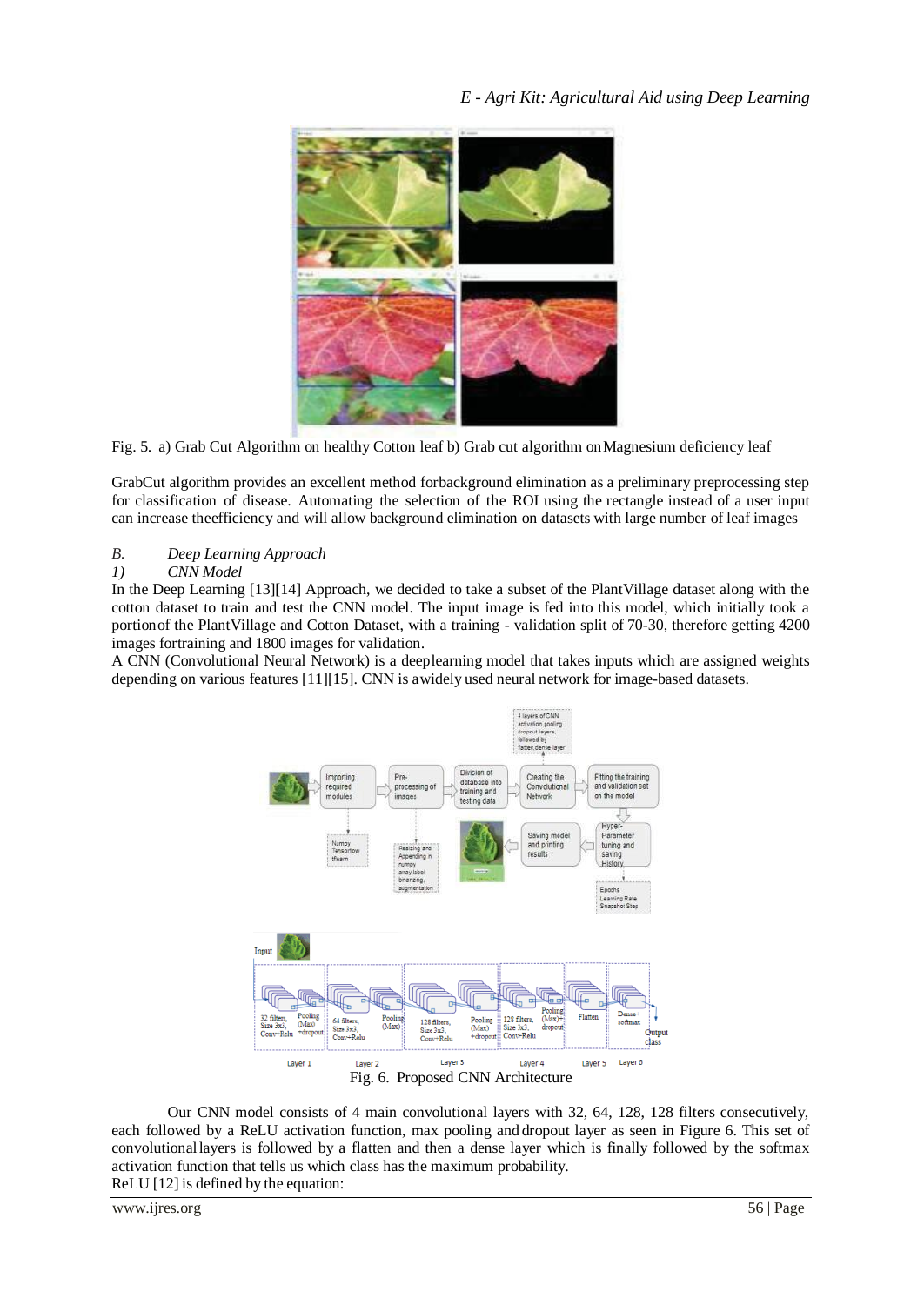Fig. 5. a) Grab Cut Algorithm on healthy Cotton leaf b) Grab cut algorithm on Magnesium deficiency leaf

GrabCut algorithm provides an excellent method forbackground elimination as a preliminary preprocessing step for classification of disease. Automating the selection of the ROI using the rectangle instead of a user input can increase theefficiency and will allow background elimination on datasets with large number of leaf images

### *B. Deep Learning Approach*

#### *1) CNN Model*

In the Deep Learning [13][14] Approach, we decided to take a subset of the PlantVillage dataset along with the cotton dataset to train and test the CNN model. The input image is fed into this model, which initially took a portionof the PlantVillage and Cotton Dataset, with a training - validation split of 70-30, therefore getting 4200 images fortraining and 1800 images for validation.

A CNN (Convolutional Neural Network) is a deeplearning model that takes inputs which are assigned weights depending on various features [11][15]. CNN is awidely used neural network for image-based datasets.

Fig. 6. Proposed CNN Architecture

Our CNN model consists of 4 main convolutional layers with 32, 64, 128, 128 filters consecutively, each followed by a ReLU activation function, max pooling and dropout layer as seen in Figure 6. This set of convolutional layers is followed by a flatten and then a dense layer which is finally followed by the softmax activation function that tells us which class has the maximum probability.

ReLU [12] is defined by the equation: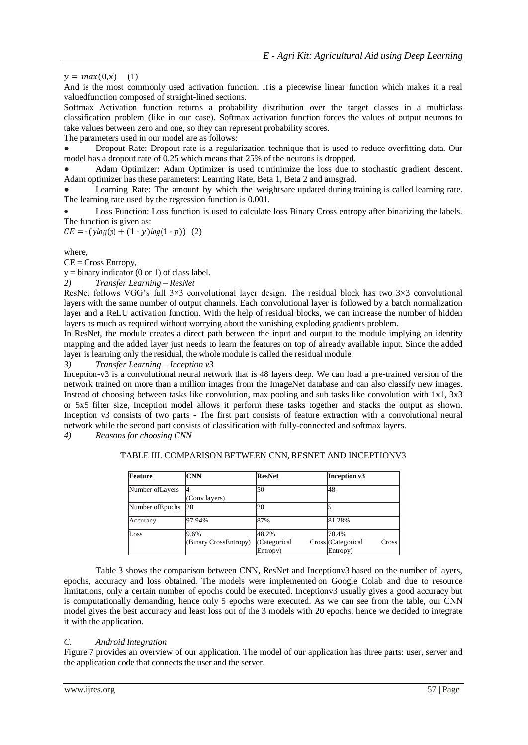$y = max(0,x)$ (1)

And is the most commonly used activation function. It is a piecewise linear function which makes it a real valuedfunction composed of straight-lined sections.

Softmax Activation function returns a probability distribution over the target classes in a multiclass classification problem (like in our case). Softmax activation function forces the values of output neurons to take values between zero and one, so they can represent probability scores.

The parameters used in our model are as follows:

- Dropout Rate: Dropout rate is a regularization technique that is used to reduce overfitting data. Our model has a dropout rate of 0.25 which means that 25% of the neurons is dropped.
- Adam Optimizer: Adam Optimizer is used to minimize the loss due to stochastic gradient descent. Adam optimizer has these parameters: Learning Rate, Beta 1, Beta 2 and amsgrad.
- Learning Rate: The amount by which the weightsare updated during training is called learning rate. The learning rate used by the regression function is 0.001.
- Loss Function: Loss function is used to calculate loss Binary Cross entropy after binarizing the labels. The function is given as:

$CE = -(y\log(p) + (1-y)\log(1-p))$ (2)

where,

CE = Cross Entropy,

y = binary indicator (0 or 1) of class label.

*2) Transfer Learning – ResNet*

ResNet follows VGG's full 3×3 convolutional layer design. The residual block has two 3×3 convolutional layers with the same number of output channels. Each convolutional layer is followed by a batch normalization layer and a ReLU activation function. With the help of residual blocks, we can increase the number of hidden layers as much as required without worrying about the vanishing exploding gradients problem.

In ResNet, the module creates a direct path between the input and output to the module implying an identity mapping and the added layer just needs to learn the features on top of already available input. Since the added layer is learning only the residual, the whole module is called the residual module.

*3) Transfer Learning – Inception v3*

Inception-v3 is a convolutional neural network that is 48 layers deep. We can load a pre-trained version of the network trained on more than a million images from the ImageNet database and can also classify new images. Instead of choosing between tasks like convolution, max pooling and sub tasks like convolution with 1x1, 3x3 or 5x5 filter size, Inception model allows it perform these tasks together and stacks the output as shown. Inception v3 consists of two parts - The first part consists of feature extraction with a convolutional neural network while the second part consists of classification with fully-connected and softmax layers.

*4) Reasons for choosing CNN*

TABLE III. COMPARISON BETWEEN CNN, RESNET AND INCEPTIONV3

| Feature | CNN | ResNet | Inception v3 |
|---|---|---|---|
| Number ofLayers | 4 (Conv layers) | 50 | 48 |
| Number ofEpochs | 20 | 20 | 5 |
| Accuracy | 97.94% | 87% | 81.28% |
| Loss | 9.6% (Binary CrossEntropy) | 48.2% (Categorical Cross Entropy) | 70.4% (Categorical Cross Entropy) |

Table 3 shows the comparison between CNN, ResNet and Inceptionv3 based on the number of layers, epochs, accuracy and loss obtained. The models were implemented on Google Colab and due to resource limitations, only a certain number of epochs could be executed. Inceptionv3 usually gives a good accuracy but is computationally demanding, hence only 5 epochs were executed. As we can see from the table, our CNN model gives the best accuracy and least loss out of the 3 models with 20 epochs, hence we decided to integrate it with the application.

### *C. Android Integration*

Figure 7 provides an overview of our application. The model of our application has three parts: user, server and the application code that connects the user and the server.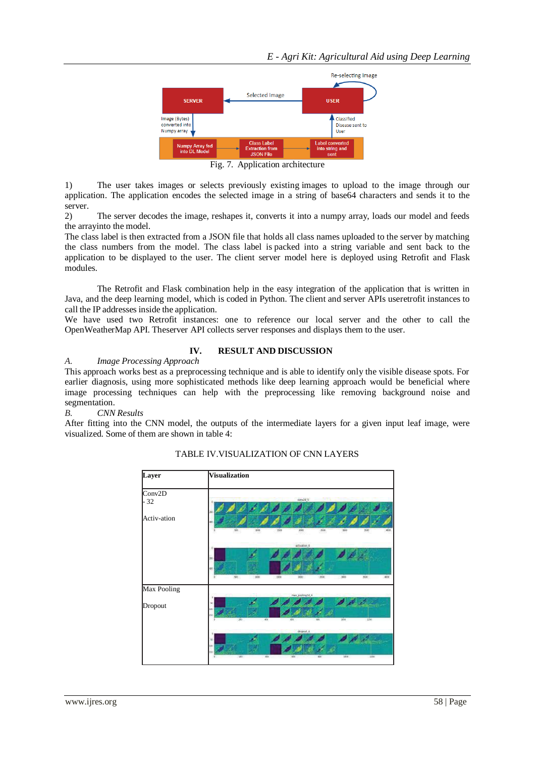Fig. 7. Application architecture

1) The user takes images or selects previously existing images to upload to the image through our application. The application encodes the selected image in a string of base64 characters and sends it to the server.
2) The server decodes the image, reshapes it, converts it into a numpy array, loads our model and feeds the arrayinto the model.
The class label is then extracted from a JSON file that holds all class names uploaded to the server by matching the class numbers from the model. The class label is packed into a string variable and sent back to the application to be displayed to the user. The client server model here is deployed using Retrofit and Flask modules.

The Retrofit and Flask combination help in the easy integration of the application that is written in Java, and the deep learning model, which is coded in Python. The client and server APIs useretrofit instances to call the IP addresses inside the application.
We have used two Retrofit instances: one to reference our local server and the other to call the OpenWeatherMap API. Theserver API collects server responses and displays them to the user.

## IV. RESULT AND DISCUSSION

### *A. Image Processing Approach*

This approach works best as a preprocessing technique and is able to identify only the visible disease spots. For earlier diagnosis, using more sophisticated methods like deep learning approach would be beneficial where image processing techniques can help with the preprocessing like removing background noise and segmentation.

### *B. CNN Results*

After fitting into the CNN model, the outputs of the intermediate layers for a given input leaf image, were visualized. Some of them are shown in table 4:

TABLE IV.VISUALIZATION OF CNN LAYERS

| **Layer** | **Visualization** |
|---|---|
| Conv2D - 32<br><br>Activ-ation | |
| Max Pooling<br><br>Dropout | |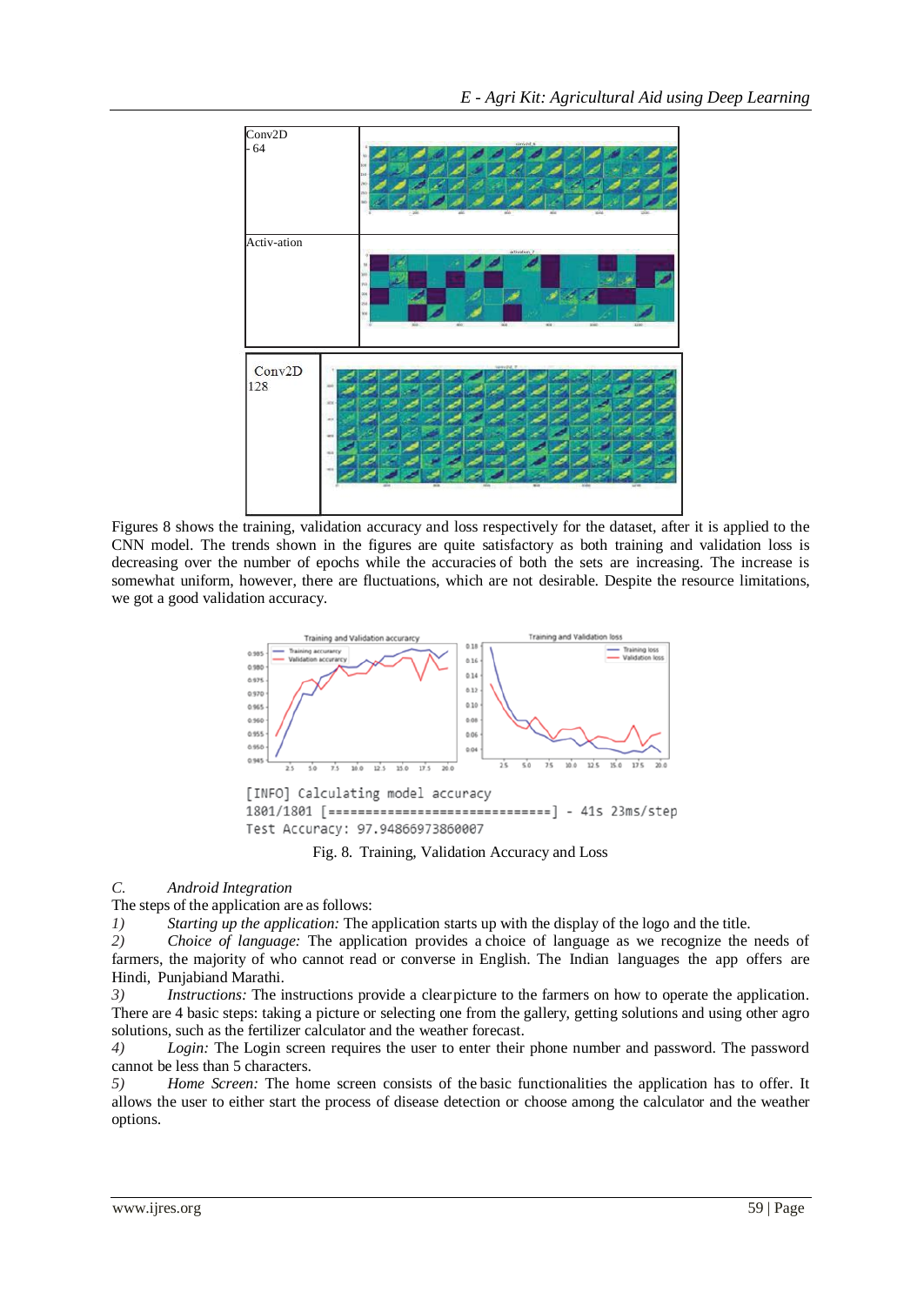| Conv2D - 64 | |
| --- | --- |
| Activ-ation | |

| Conv2D 128 | |
| --- | --- |

Figures 8 shows the training, validation accuracy and loss respectively for the dataset, after it is applied to the CNN model. The trends shown in the figures are quite satisfactory as both training and validation loss is decreasing over the number of epochs while the accuracies of both the sets are increasing. The increase is somewhat uniform, however, there are fluctuations, which are not desirable. Despite the resource limitations, we got a good validation accuracy.

```
[INFO] Calculating model accuracy
1801/1801 [==============================] - 41s 23ms/step
Test Accuracy: 97.94866973860007
```

Fig. 8. Training, Validation Accuracy and Loss

### *C. Android Integration*

The steps of the application are as follows:

1) *Starting up the application:* The application starts up with the display of the logo and the title.

2) *Choice of language:* The application provides a choice of language as we recognize the needs of farmers, the majority of who cannot read or converse in English. The Indian languages the app offers are Hindi, Punjabiand Marathi.

3) *Instructions:* The instructions provide a clearpicture to the farmers on how to operate the application. There are 4 basic steps: taking a picture or selecting one from the gallery, getting solutions and using other agro solutions, such as the fertilizer calculator and the weather forecast.

4) *Login:* The Login screen requires the user to enter their phone number and password. The password cannot be less than 5 characters.

5) *Home Screen:* The home screen consists of the basic functionalities the application has to offer. It allows the user to either start the process of disease detection or choose among the calculator and the weather options.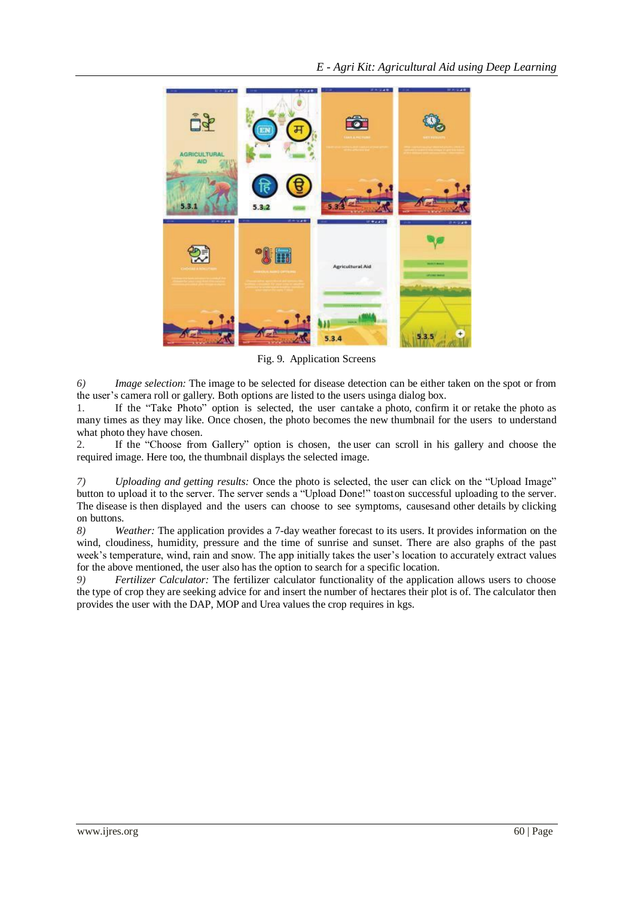Fig. 9. Application Screens

*6) Image selection:* The image to be selected for disease detection can be either taken on the spot or from the user's camera roll or gallery. Both options are listed to the users usinga dialog box.

1. If the "Take Photo" option is selected, the user cantake a photo, confirm it or retake the photo as many times as they may like. Once chosen, the photo becomes the new thumbnail for the users to understand what photo they have chosen.
2. If the "Choose from Gallery" option is chosen, the user can scroll in his gallery and choose the required image. Here too, the thumbnail displays the selected image.

*7) Uploading and getting results:* Once the photo is selected, the user can click on the "Upload Image" button to upload it to the server. The server sends a "Upload Done!" toaston successful uploading to the server. The disease is then displayed and the users can choose to see symptoms, causesand other details by clicking on buttons.

*8) Weather:* The application provides a 7-day weather forecast to its users. It provides information on the wind, cloudiness, humidity, pressure and the time of sunrise and sunset. There are also graphs of the past week's temperature, wind, rain and snow. The app initially takes the user's location to accurately extract values for the above mentioned, the user also has the option to search for a specific location.

*9) Fertilizer Calculator:* The fertilizer calculator functionality of the application allows users to choose the type of crop they are seeking advice for and insert the number of hectares their plot is of. The calculator then provides the user with the DAP, MOP and Urea values the crop requires in kgs.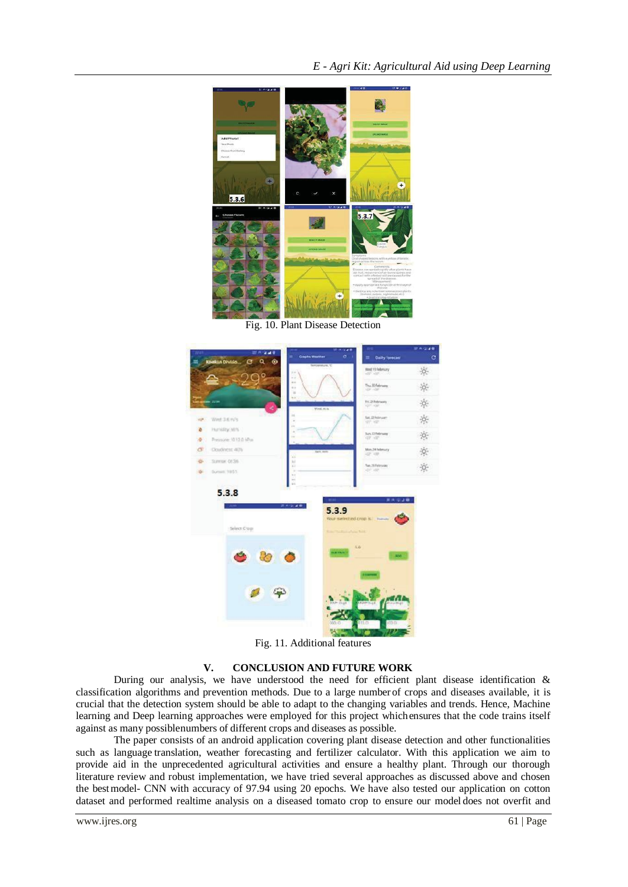Fig. 10. Plant Disease Detection

Fig. 11. Additional features

## V. CONCLUSION AND FUTURE WORK

During our analysis, we have understood the need for efficient plant disease identification & classification algorithms and prevention methods. Due to a large number of crops and diseases available, it is crucial that the detection system should be able to adapt to the changing variables and trends. Hence, Machine learning and Deep learning approaches were employed for this project which ensures that the code trains itself against as many possible numbers of different crops and diseases as possible.

The paper consists of an android application covering plant disease detection and other functionalities such as language translation, weather forecasting and fertilizer calculator. With this application we aim to provide aid in the unprecedented agricultural activities and ensure a healthy plant. Through our thorough literature review and robust implementation, we have tried several approaches as discussed above and chosen the best model- CNN with accuracy of 97.94 using 20 epochs. We have also tested our application on cotton dataset and performed realtime analysis on a diseased tomato crop to ensure our model does not overfit and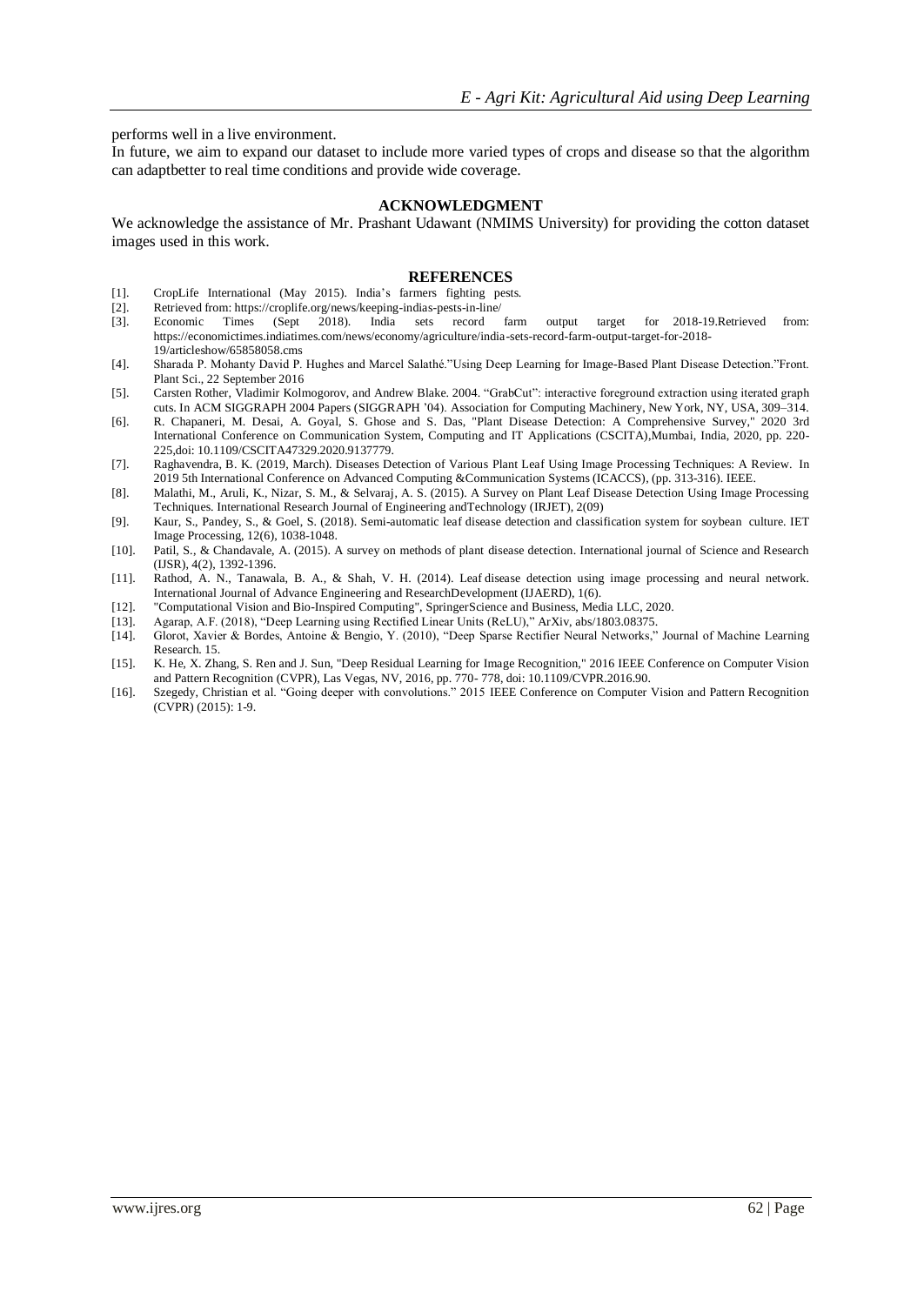performs well in a live environment.

In future, we aim to expand our dataset to include more varied types of crops and disease so that the algorithm can adaptbetter to real time conditions and provide wide coverage.

## ACKNOWLEDGMENT

We acknowledge the assistance of Mr. Prashant Udawant (NMIMS University) for providing the cotton dataset images used in this work.

## REFERENCES

[1]. CropLife International (May 2015). India's farmers fighting pests.

[2]. Retrieved from: https://croplife.org/news/keeping-indias-pests-in-line/

[3]. Economic Times (Sept 2018). India sets record farm output target for 2018-19.Retrieved from: https://economictimes.indiatimes.com/news/economy/agriculture/india-sets-record-farm-output-target-for-2018-19/articleshow/65858058.cms

[4]. Sharada P. Mohanty David P. Hughes and Marcel Salathé."Using Deep Learning for Image-Based Plant Disease Detection."Front. Plant Sci., 22 September 2016

[5]. Carsten Rother, Vladimir Kolmogorov, and Andrew Blake. 2004. "GrabCut": interactive foreground extraction using iterated graph cuts. In ACM SIGGRAPH 2004 Papers (SIGGRAPH '04). Association for Computing Machinery, New York, NY, USA, 309–314.

[6]. R. Chapaneri, M. Desai, A. Goyal, S. Ghose and S. Das, "Plant Disease Detection: A Comprehensive Survey," 2020 3rd International Conference on Communication System, Computing and IT Applications (CSCITA),Mumbai, India, 2020, pp. 220-225,doi: 10.1109/CSCITA47329.2020.9137779.

[7]. Raghavendra, B. K. (2019, March). Diseases Detection of Various Plant Leaf Using Image Processing Techniques: A Review. In 2019 5th International Conference on Advanced Computing &Communication Systems (ICACCS), (pp. 313-316). IEEE.

[8]. Malathi, M., Aruli, K., Nizar, S. M., & Selvaraj, A. S. (2015). A Survey on Plant Leaf Disease Detection Using Image Processing Techniques. International Research Journal of Engineering andTechnology (IRJET), 2(09)

[9]. Kaur, S., Pandey, S., & Goel, S. (2018). Semi-automatic leaf disease detection and classification system for soybean culture. IET Image Processing, 12(6), 1038-1048.

[10]. Patil, S., & Chandavale, A. (2015). A survey on methods of plant disease detection. International journal of Science and Research (IJSR), 4(2), 1392-1396.

[11]. Rathod, A. N., Tanawala, B. A., & Shah, V. H. (2014). Leaf disease detection using image processing and neural network. International Journal of Advance Engineering and ResearchDevelopment (IJAERD), 1(6).

[12]. "Computational Vision and Bio-Inspired Computing", SpringerScience and Business, Media LLC, 2020.

[13]. Agarap, A.F. (2018), "Deep Learning using Rectified Linear Units (ReLU)," ArXiv, abs/1803.08375.

[14]. Glorot, Xavier & Bordes, Antoine & Bengio, Y. (2010), "Deep Sparse Rectifier Neural Networks," Journal of Machine Learning Research. 15.

[15]. K. He, X. Zhang, S. Ren and J. Sun, "Deep Residual Learning for Image Recognition," 2016 IEEE Conference on Computer Vision and Pattern Recognition (CVPR), Las Vegas, NV, 2016, pp. 770- 778, doi: 10.1109/CVPR.2016.90.

[16]. Szegedy, Christian et al. "Going deeper with convolutions." 2015 IEEE Conference on Computer Vision and Pattern Recognition (CVPR) (2015): 1-9.